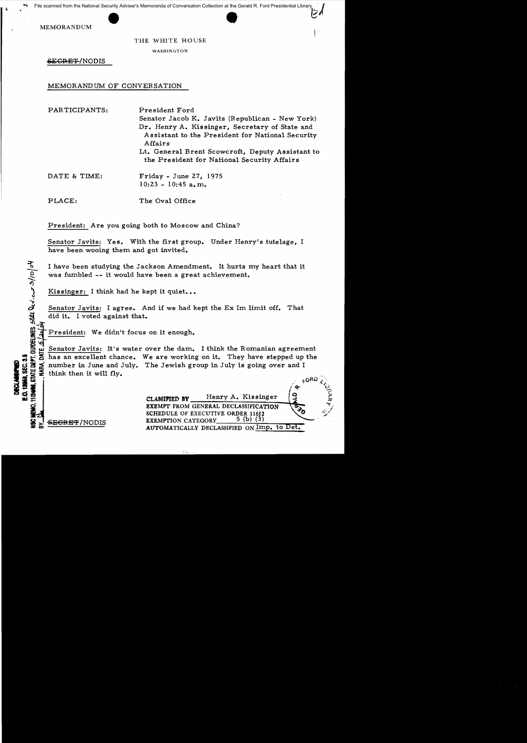MEMORANDUM

THE WHITE HOUSE

WASHINGTON

~~SECRET~~/NODIS

MEMORANDUM OF CONVERSATION

PARTICIPANTS: President Ford
Senator Jacob K. Javits (Republican - New York)
Dr. Henry A. Kissinger, Secretary of State and Assistant to the President for National Security Affairs
Lt. General Brent Scowcroft, Deputy Assistant to the President for National Security Affairs

DATE & TIME: Friday - June 27, 1975
10:23 - 10:45 a.m.

PLACE: The Oval Office

President: Are you going both to Moscow and China?

Senator Javits: Yes. With the first group. Under Henry's tutelage, I have been wooing them and got invited.

I have been studying the Jackson Amendment. It hurts my heart that it was fumbled -- it would have been a great achievement.

Kissinger: I think had he kept it quiet...

Senator Javits: I agree. And if we had kept the Ex Im limit off. That did it. I voted against that.

President: We didn't focus on it enough.

Senator Javits: It's water over the dam. I think the Romanian agreement has an excellent chance. We are working on it. They have stepped up the number in June and July. The Jewish group in July is going over and I think then it will fly.

CLASSIFIED BY Henry A. Kissinger
EXEMPT FROM GENERAL DECLASSIFICATION SCHEDULE OF EXECUTIVE ORDER 11652
EXEMPTION CATEGORY 5 (b) (3)
AUTOMATICALLY DECLASSIFIED ON Imp. to Det.

DECLASSIFIED
E.O. 12958, SEC. 3.5
NSC MEMO, 11/24/98, STATE DEPT. GUIDELINES State Rev. 3/10/04
BY ___, NARA, DATE 5/26/04

~~SECRET~~/NODIS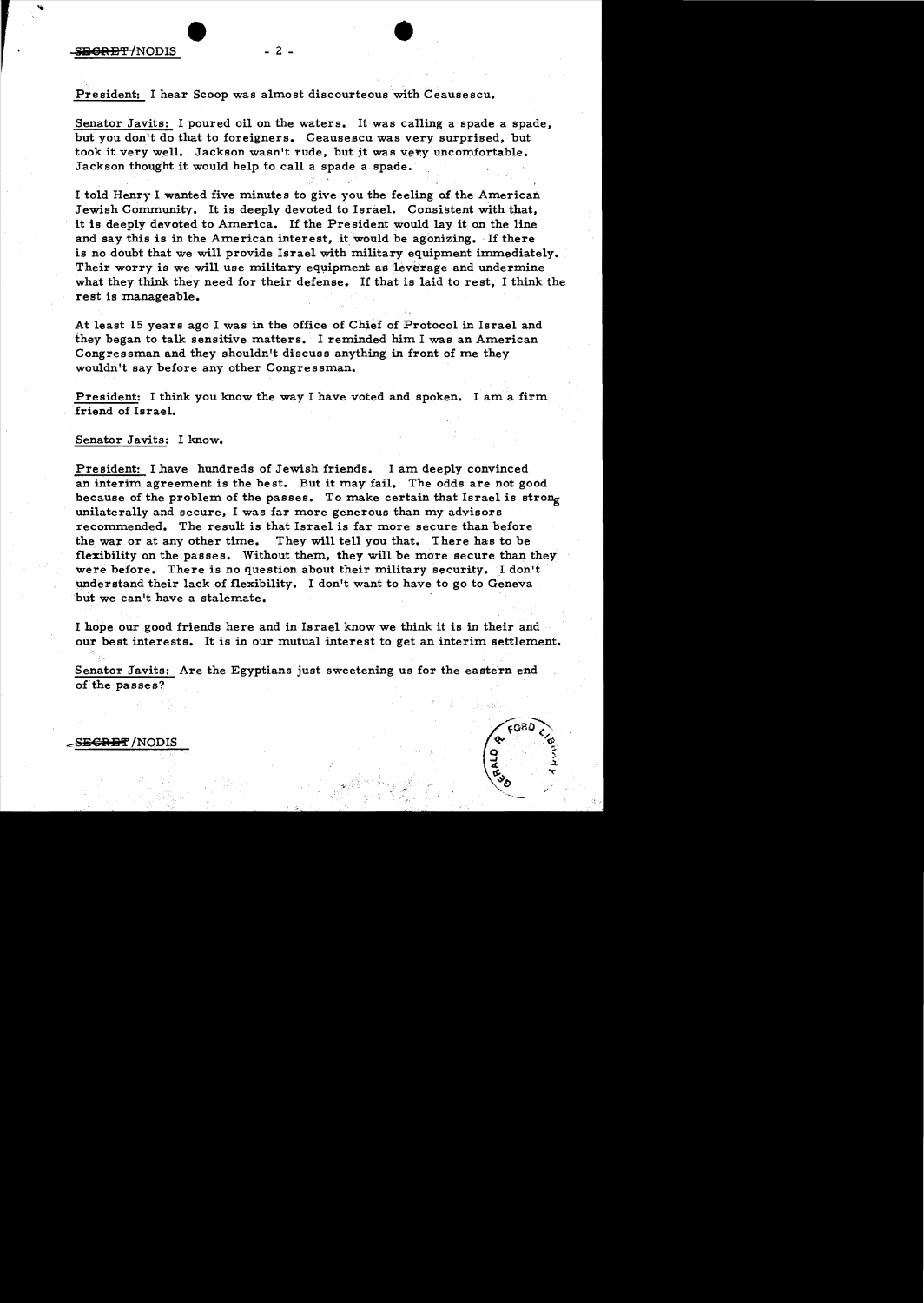President: I hear Scoop was almost discourteous with Ceausescu.

Senator Javits: I poured oil on the waters. It was calling a spade a spade, but you don't do that to foreigners. Ceausescu was very surprised, but took it very well. Jackson wasn't rude, but it was very uncomfortable. Jackson thought it would help to call a spade a spade.

I told Henry I wanted five minutes to give you the feeling of the American Jewish Community. It is deeply devoted to Israel. Consistent with that, it is deeply devoted to America. If the President would lay it on the line and say this is in the American interest, it would be agonizing. If there is no doubt that we will provide Israel with military equipment immediately. Their worry is we will use military equipment as leverage and undermine what they think they need for their defense. If that is laid to rest, I think the rest is manageable.

At least 15 years ago I was in the office of Chief of Protocol in Israel and they began to talk sensitive matters. I reminded him I was an American Congressman and they shouldn't discuss anything in front of me they wouldn't say before any other Congressman.

President: I think you know the way I have voted and spoken. I am a firm friend of Israel.

Senator Javits: I know.

President: I have hundreds of Jewish friends. I am deeply convinced an interim agreement is the best. But it may fail. The odds are not good because of the problem of the passes. To make certain that Israel is strong unilaterally and secure, I was far more generous than my advisors recommended. The result is that Israel is far more secure than before the war or at any other time. They will tell you that. There has to be flexibility on the passes. Without them, they will be more secure than they were before. There is no question about their military security. I don't understand their lack of flexibility. I don't want to have to go to Geneva but we can't have a stalemate.

I hope our good friends here and in Israel know we think it is in their and our best interests. It is in our mutual interest to get an interim settlement.

Senator Javits: Are the Egyptians just sweetening us for the eastern end of the passes?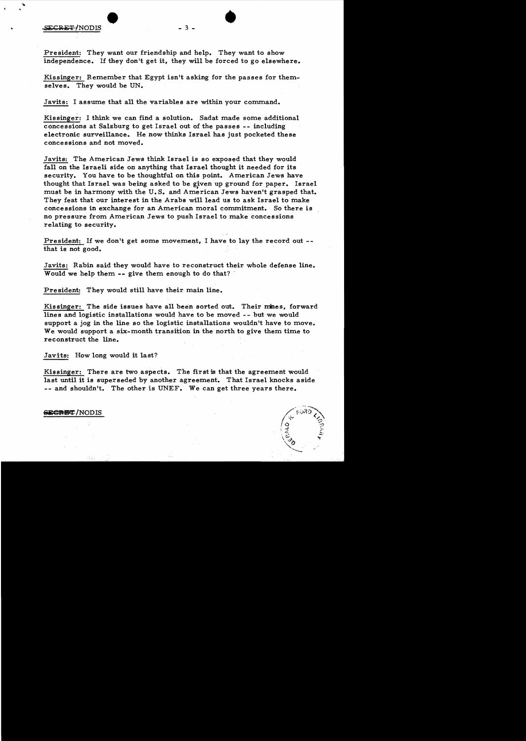President: They want our friendship and help. They want to show independence. If they don't get it, they will be forced to go elsewhere.

Kissinger: Remember that Egypt isn't asking for the passes for themselves. They would be UN.

Javits: I assume that all the variables are within your command.

Kissinger: I think we can find a solution. Sadat made some additional concessions at Salzburg to get Israel out of the passes -- including electronic surveillance. He now thinks Israel has just pocketed these concessions and not moved.

Javits: The American Jews think Israel is so exposed that they would fall on the Israeli side on anything that Israel thought it needed for its security. You have to be thoughtful on this point. American Jews have thought that Israel was being asked to be given up ground for paper. Israel must be in harmony with the U.S. and American Jews haven't grasped that. They feat that our interest in the Arabs will lead us to ask Israel to make concessions in exchange for an American moral commitment. So there is no pressure from American Jews to push Israel to make concessions relating to security.

President: If we don't get some movement, I have to lay the record out -- that is not good.

Javits: Rabin said they would have to reconstruct their whole defense line. Would we help them -- give them enough to do that?

President: They would still have their main line.

Kissinger: The side issues have all been sorted out. Their mines, forward lines and logistic installations would have to be moved -- but we would support a jog in the line so the logistic installations wouldn't have to move. We would support a six-month transition in the north to give them time to reconstruct the line.

Javits: How long would it last?

Kissinger: There are two aspects. The first is that the agreement would last until it is superseded by another agreement. That Israel knocks aside -- and shouldn't. The other is UNEF. We can get three years there.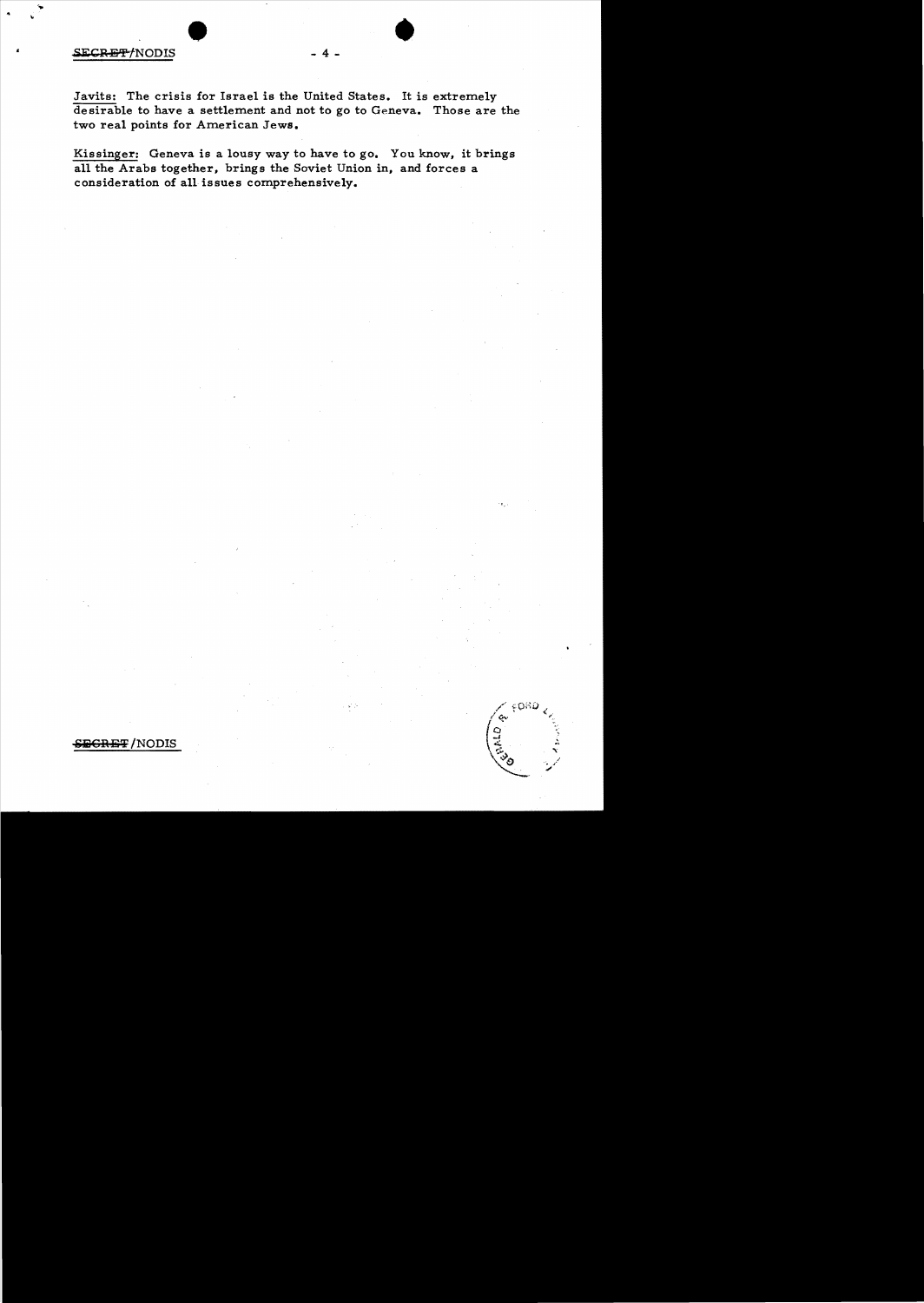Javits: The crisis for Israel is the United States. It is extremely desirable to have a settlement and not to go to Geneva. Those are the two real points for American Jews.

Kissinger: Geneva is a lousy way to have to go. You know, it brings all the Arabs together, brings the Soviet Union in, and forces a consideration of all issues comprehensively.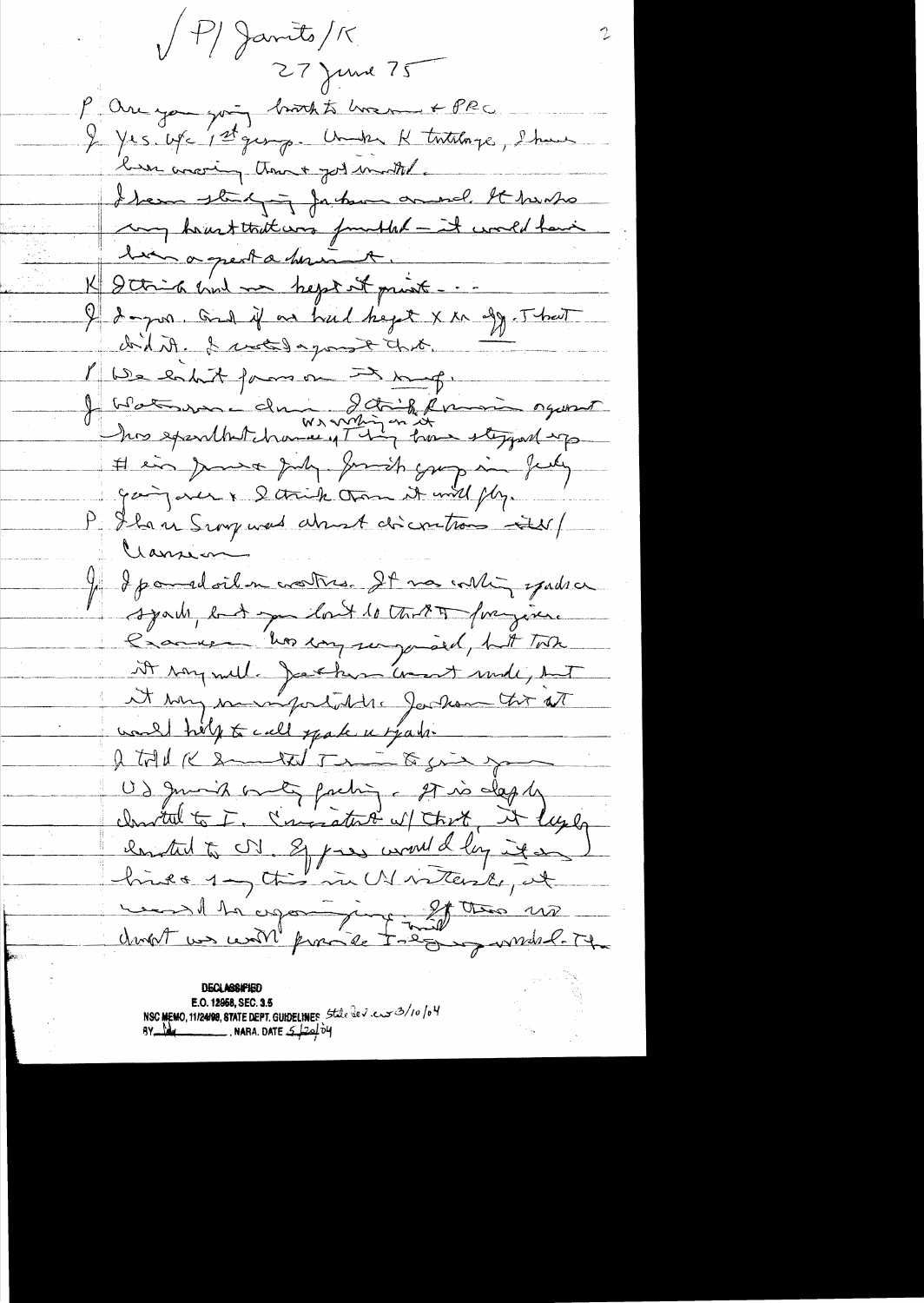√ P/ Jarvits/K

27 June 75

P Are you going back to Warsaw + PRC

J Yes. Wife 1st group. Under K tutelage, I have been working there + got involved.

I have studying Jackson amend. It has so very heart that was fumbled – it could have been a great achievement.

K I think had we kept it private . . .

J I agree. And if we had kept X in of. That didn't. I voted against that.

P We didn't focus on the mfg.

J Watson – dump. I think Romania against his excellent chance. I they were working on it have stepped up # in June + July. Jewish group in July going over + I think then it will fly.

P I have Scoop was about discretions – also/ Clausen

J I paralled it on waters. It was nothing against spades, but you lost to this # foreigners. Clausen has very recognized, but took it very well. Jackson wasn't made, but it has made important. Jackson thinks it would help to call spade a spade.

I told K I would like to give you US just my feeling. It is deeply devoted to I. Concerned w/ that, it largely devoted to US. If you would lay it on line + say this in US interests, it would be agonizing. If there are doubt we will provide I—against model. The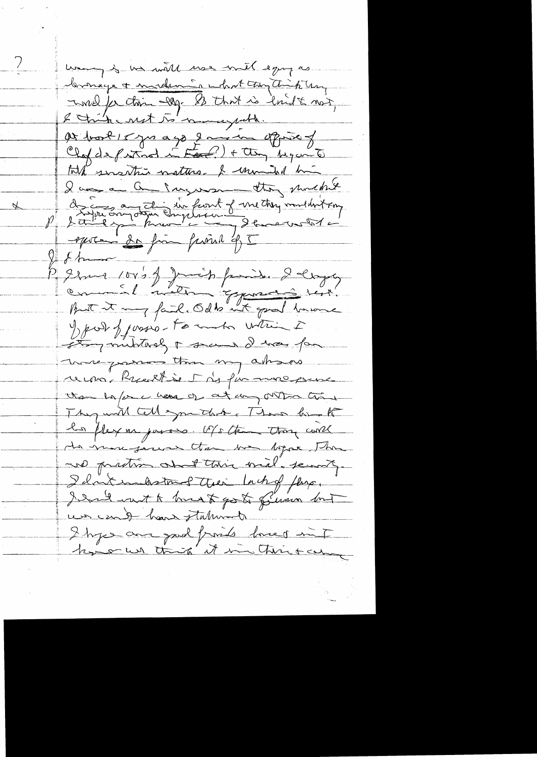? many of us will use world energy as leverage + modernization what they think they would for their Rep. So that is limit to not, I think not to many with.

At least 15 yrs ago I was in office of Chef de [?] in E[?]) + they began to talk sensitive matters. I reminded him I was an Am. Congressman — they wouldn't

X discuss anything in front of me they wouldn't say before any other Englishman

P I could you know I have visited a ... So fine period of I

Q I know

P I have 100's of Jewish friends. I deeply committed without [?] Israel. But it may fail. Odds not good because of part of [?] — to make within I stay [?] + [?] I was far more [?] than my [?] record. Recent is I is far more [?] than before here or at any other time. They will tell you that. Those [?] to be [?] persons. U/s than they could do more [?] than was before. There no question about their real security. I don't understand their lack of [?]. I [?] want to [?] to go to Geneva but we can't have stalemate. I hope our good friends [?] that [?] we think it in their [?]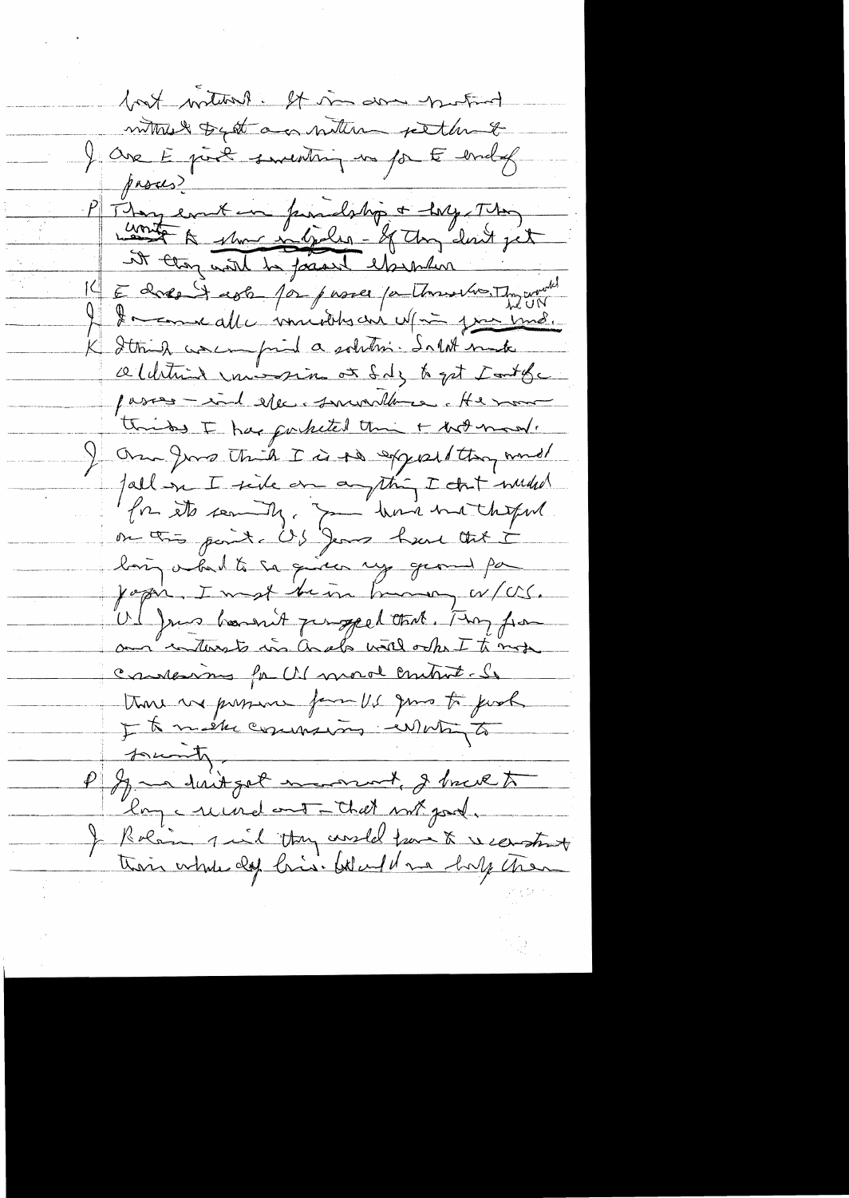best interest. It is our national interest to get an interim settlement.

J Are the just something in for the end of passes?

P They want our friendship & help. They want to show intransigence. If they don't get it they will be forced elsewhere.

K The doesn't ask for passes for themselves. They would

J I am a little mortified on why in your mind. HE UN

K I think we can find a solution. Sadat made additional concession at Salz to get Israel off the passes – and the early surveillance. He now thinks I have pocketed them & want more.

J Our Jews think I'm so exposed they would fall on I side on anything I don't want for its security. You have me that far on this point. US Jews have that I being asked to say give up ground for paper. I must be in harmony w/US. US Jews haven't grasped that. They fear our interests in Arabs will ask I to make concessions for US moral content. So there is pressure from US Jews to push I to make concessions – without security.

P If we don't get movement, I back to Geneva's record out – that not good.

J Rabin said they would have to reconstruct their whole def line. Would we help them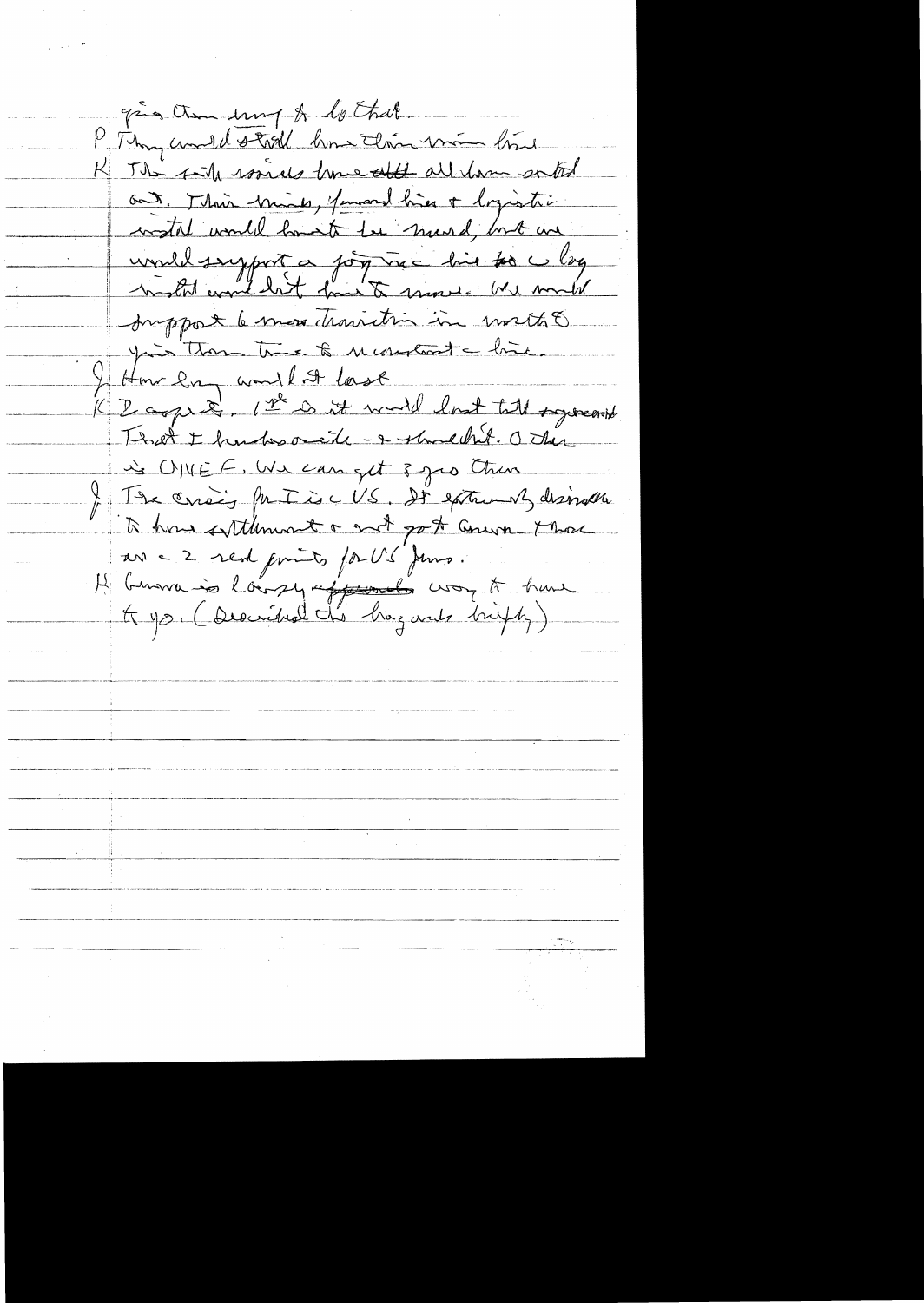give them any & to that.
P They could still have their main base
K The sick raises have all been sorted out. Their minds, ground base & logistic install would have to be moved, but we would support a forgiving base to a long install would have to move. We would support a more transition in months years than trying to reconstruct a base.
J How long would it last
K I expect. 1st is it would last till agreement. That I handed aside – & should hit. Other is ONEF. We can get 3 yrs. Then
J The crisis for I is a U.S. It extremely desirable to have settlement & not get Guam. These are 2 red points for US firms.
K Guam is largely & extremely easy to have to go. (Described the hazards briefly)